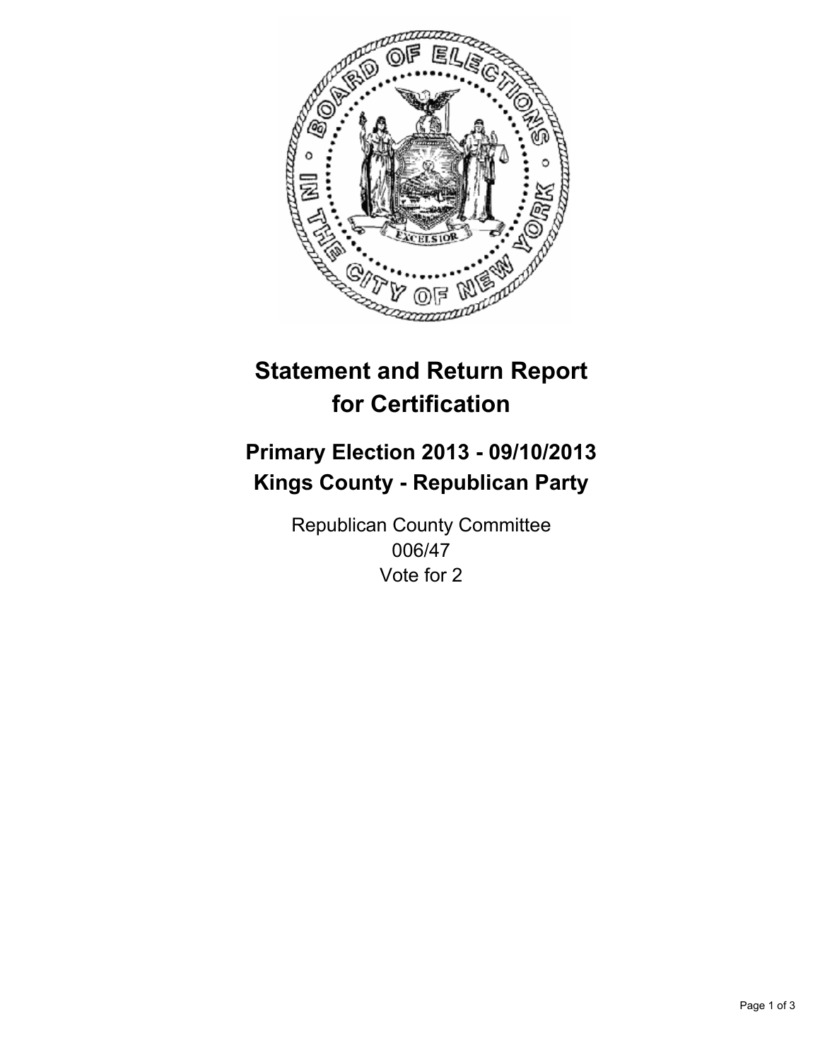# Statement and Return Report for Certification

## Primary Election 2013 - 09/10/2013
## Kings County - Republican Party

Republican County Committee
006/47
Vote for 2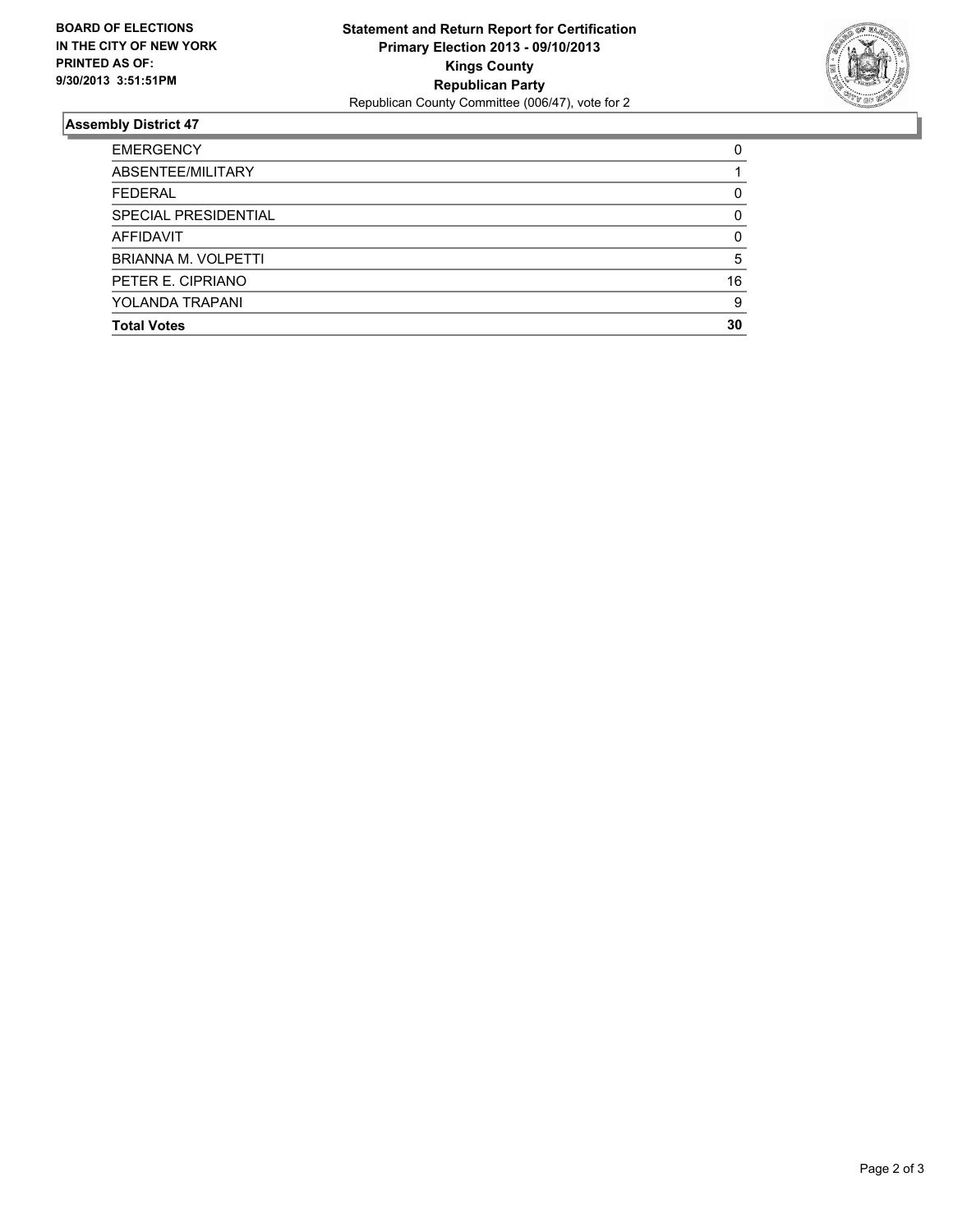**BOARD OF ELECTIONS IN THE CITY OF NEW YORK PRINTED AS OF: 9/30/2013 3:51:51PM**

**Statement and Return Report for Certification**
**Primary Election 2013 - 09/10/2013**
**Kings County**
**Republican Party**
Republican County Committee (006/47), vote for 2

## Assembly District 47

| | |
|---|---|
| EMERGENCY | 0 |
| ABSENTEE/MILITARY | 1 |
| FEDERAL | 0 |
| SPECIAL PRESIDENTIAL | 0 |
| AFFIDAVIT | 0 |
| BRIANNA M. VOLPETTI | 5 |
| PETER E. CIPRIANO | 16 |
| YOLANDA TRAPANI | 9 |
| **Total Votes** | **30** |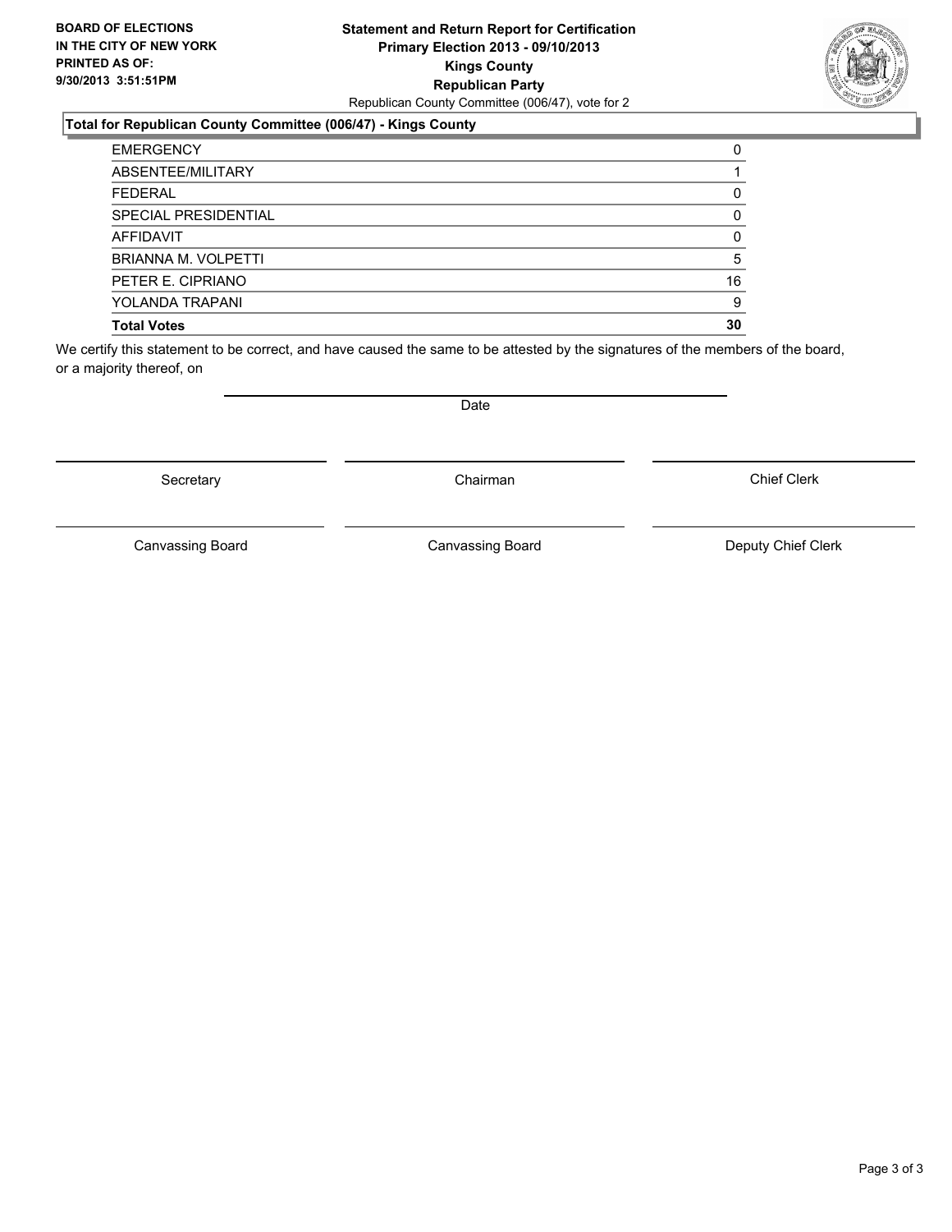**BOARD OF ELECTIONS IN THE CITY OF NEW YORK PRINTED AS OF: 9/30/2013 3:51:51PM**

**Statement and Return Report for Certification**
**Primary Election 2013 - 09/10/2013**
**Kings County**
**Republican Party**
Republican County Committee (006/47), vote for 2

### Total for Republican County Committee (006/47) - Kings County

| | |
|---|---|
| EMERGENCY | 0 |
| ABSENTEE/MILITARY | 1 |
| FEDERAL | 0 |
| SPECIAL PRESIDENTIAL | 0 |
| AFFIDAVIT | 0 |
| BRIANNA M. VOLPETTI | 5 |
| PETER E. CIPRIANO | 16 |
| YOLANDA TRAPANI | 9 |
| **Total Votes** | **30** |

We certify this statement to be correct, and have caused the same to be attested by the signatures of the members of the board, or a majority thereof, on

Date

Secretary

Chairman

Chief Clerk

Canvassing Board

Canvassing Board

Deputy Chief Clerk